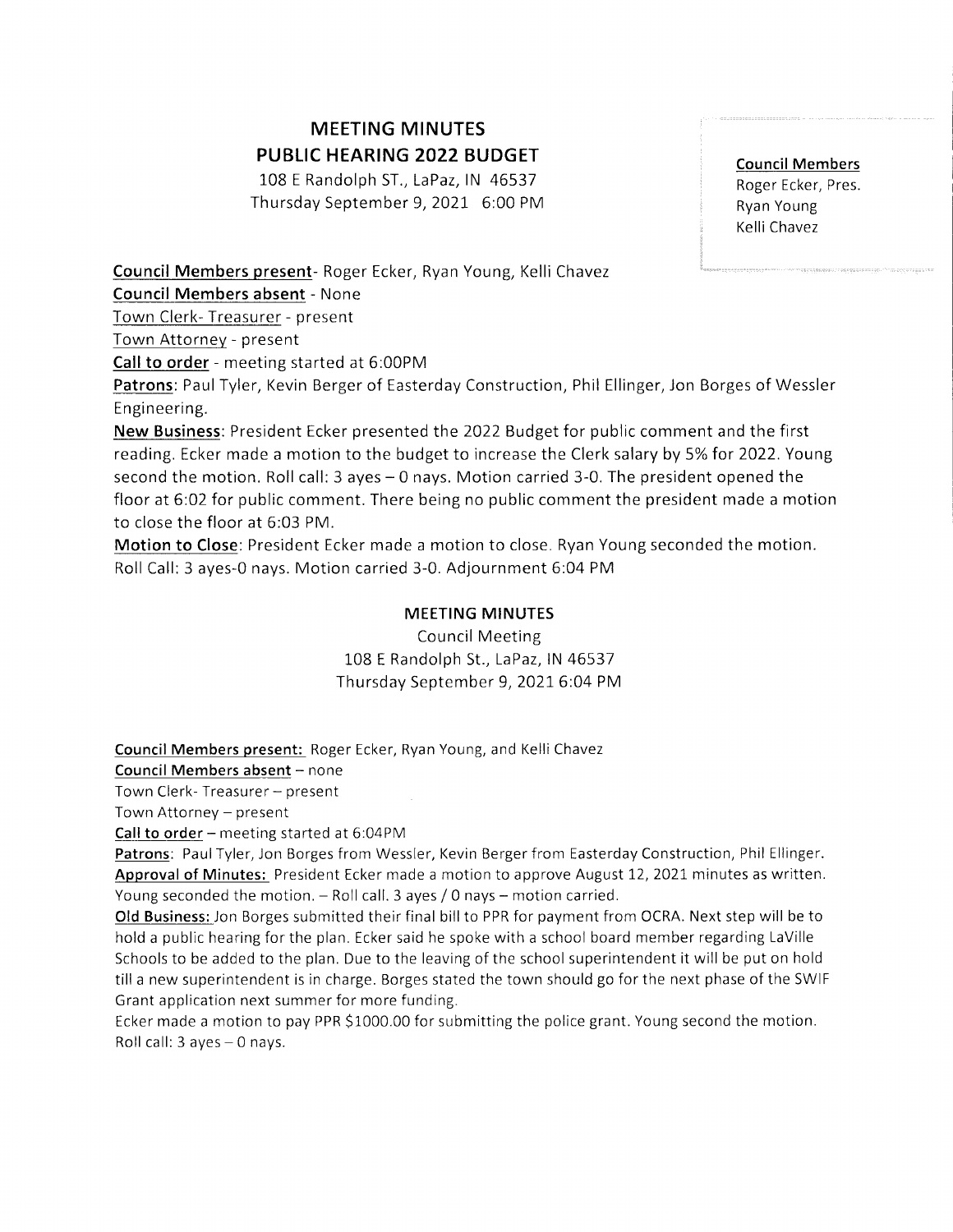# MEETING MINUTES
## PUBLIC HEARING 2022 BUDGET

108 E Randolph ST., LaPaz, IN 46537
Thursday September 9, 2021 6:00 PM

**Council Members**
Roger Ecker, Pres.
Ryan Young
Kelli Chavez

**Council Members present**- Roger Ecker, Ryan Young, Kelli Chavez

**Council Members absent** - None

Town Clerk- Treasurer - present

Town Attorney - present

**Call to order** - meeting started at 6:00PM

**Patrons**: Paul Tyler, Kevin Berger of Easterday Construction, Phil Ellinger, Jon Borges of Wessler Engineering.

**New Business**: President Ecker presented the 2022 Budget for public comment and the first reading. Ecker made a motion to the budget to increase the Clerk salary by 5% for 2022. Young second the motion. Roll call: 3 ayes – 0 nays. Motion carried 3-0. The president opened the floor at 6:02 for public comment. There being no public comment the president made a motion to close the floor at 6:03 PM.

**Motion to Close**: President Ecker made a motion to close. Ryan Young seconded the motion. Roll Call: 3 ayes-0 nays. Motion carried 3-0. Adjournment 6:04 PM

# MEETING MINUTES

Council Meeting
108 E Randolph St., LaPaz, IN 46537
Thursday September 9, 2021 6:04 PM

**Council Members present:** Roger Ecker, Ryan Young, and Kelli Chavez

**Council Members absent** – none

Town Clerk- Treasurer – present

Town Attorney – present

**Call to order** – meeting started at 6:04PM

**Patrons**: Paul Tyler, Jon Borges from Wessler, Kevin Berger from Easterday Construction, Phil Ellinger.

**Approval of Minutes:** President Ecker made a motion to approve August 12, 2021 minutes as written. Young seconded the motion. – Roll call. 3 ayes / 0 nays – motion carried.

**Old Business:** Jon Borges submitted their final bill to PPR for payment from OCRA. Next step will be to hold a public hearing for the plan. Ecker said he spoke with a school board member regarding LaVille Schools to be added to the plan. Due to the leaving of the school superintendent it will be put on hold till a new superintendent is in charge. Borges stated the town should go for the next phase of the SWIF Grant application next summer for more funding.

Ecker made a motion to pay PPR $1000.00 for submitting the police grant. Young second the motion. Roll call: 3 ayes – 0 nays.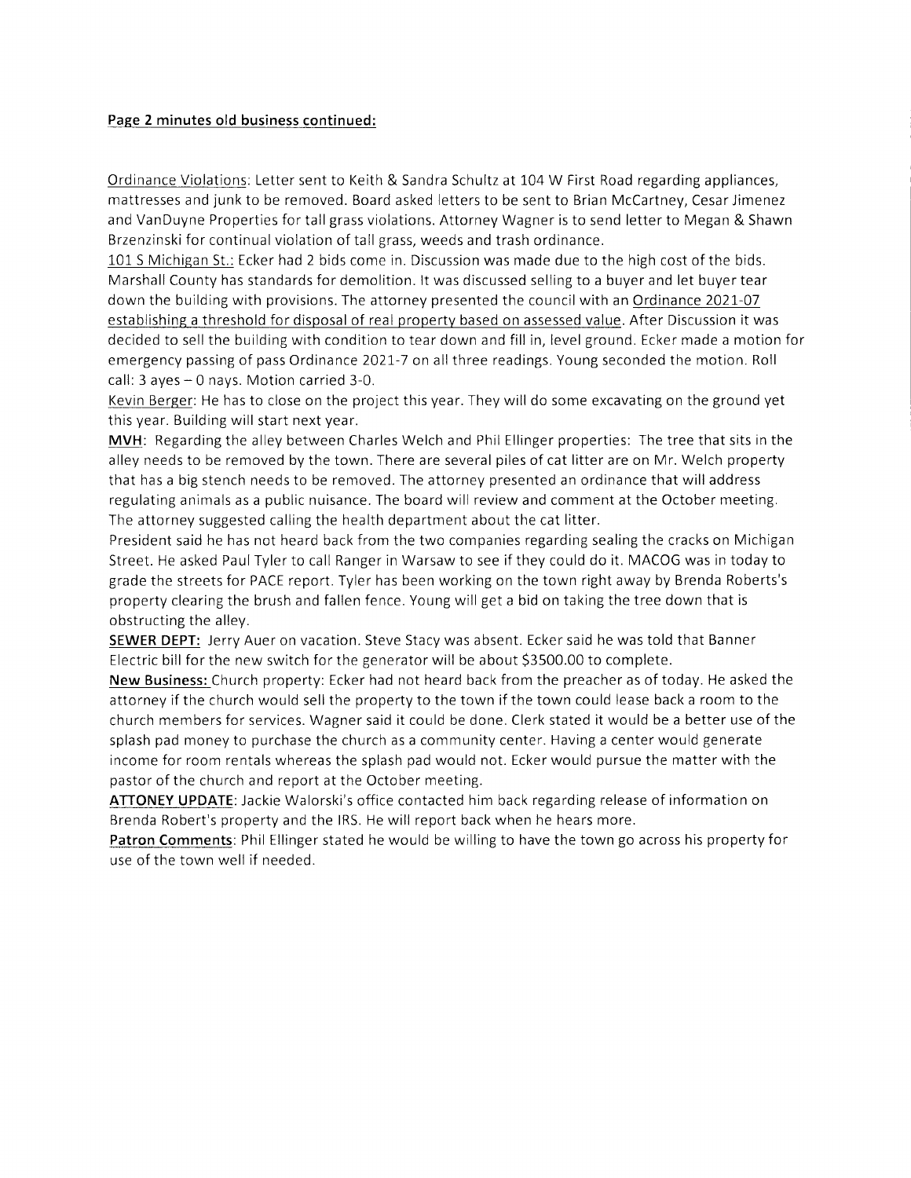**Page 2 minutes old business continued:**

Ordinance Violations: Letter sent to Keith & Sandra Schultz at 104 W First Road regarding appliances, mattresses and junk to be removed. Board asked letters to be sent to Brian McCartney, Cesar Jimenez and VanDuyne Properties for tall grass violations. Attorney Wagner is to send letter to Megan & Shawn Brzenzinski for continual violation of tall grass, weeds and trash ordinance.

101 S Michigan St.: Ecker had 2 bids come in. Discussion was made due to the high cost of the bids. Marshall County has standards for demolition. It was discussed selling to a buyer and let buyer tear down the building with provisions. The attorney presented the council with an Ordinance 2021-07 establishing a threshold for disposal of real property based on assessed value. After Discussion it was decided to sell the building with condition to tear down and fill in, level ground. Ecker made a motion for emergency passing of pass Ordinance 2021-7 on all three readings. Young seconded the motion. Roll call: 3 ayes – 0 nays. Motion carried 3-0.

Kevin Berger: He has to close on the project this year. They will do some excavating on the ground yet this year. Building will start next year.

**MVH**: Regarding the alley between Charles Welch and Phil Ellinger properties: The tree that sits in the alley needs to be removed by the town. There are several piles of cat litter are on Mr. Welch property that has a big stench needs to be removed. The attorney presented an ordinance that will address regulating animals as a public nuisance. The board will review and comment at the October meeting. The attorney suggested calling the health department about the cat litter.

President said he has not heard back from the two companies regarding sealing the cracks on Michigan Street. He asked Paul Tyler to call Ranger in Warsaw to see if they could do it. MACOG was in today to grade the streets for PACE report. Tyler has been working on the town right away by Brenda Roberts's property clearing the brush and fallen fence. Young will get a bid on taking the tree down that is obstructing the alley.

**SEWER DEPT:** Jerry Auer on vacation. Steve Stacy was absent. Ecker said he was told that Banner Electric bill for the new switch for the generator will be about $3500.00 to complete.

**New Business:** Church property: Ecker had not heard back from the preacher as of today. He asked the attorney if the church would sell the property to the town if the town could lease back a room to the church members for services. Wagner said it could be done. Clerk stated it would be a better use of the splash pad money to purchase the church as a community center. Having a center would generate income for room rentals whereas the splash pad would not. Ecker would pursue the matter with the pastor of the church and report at the October meeting.

**ATTONEY UPDATE**: Jackie Walorski's office contacted him back regarding release of information on Brenda Robert's property and the IRS. He will report back when he hears more.

**Patron Comments**: Phil Ellinger stated he would be willing to have the town go across his property for use of the town well if needed.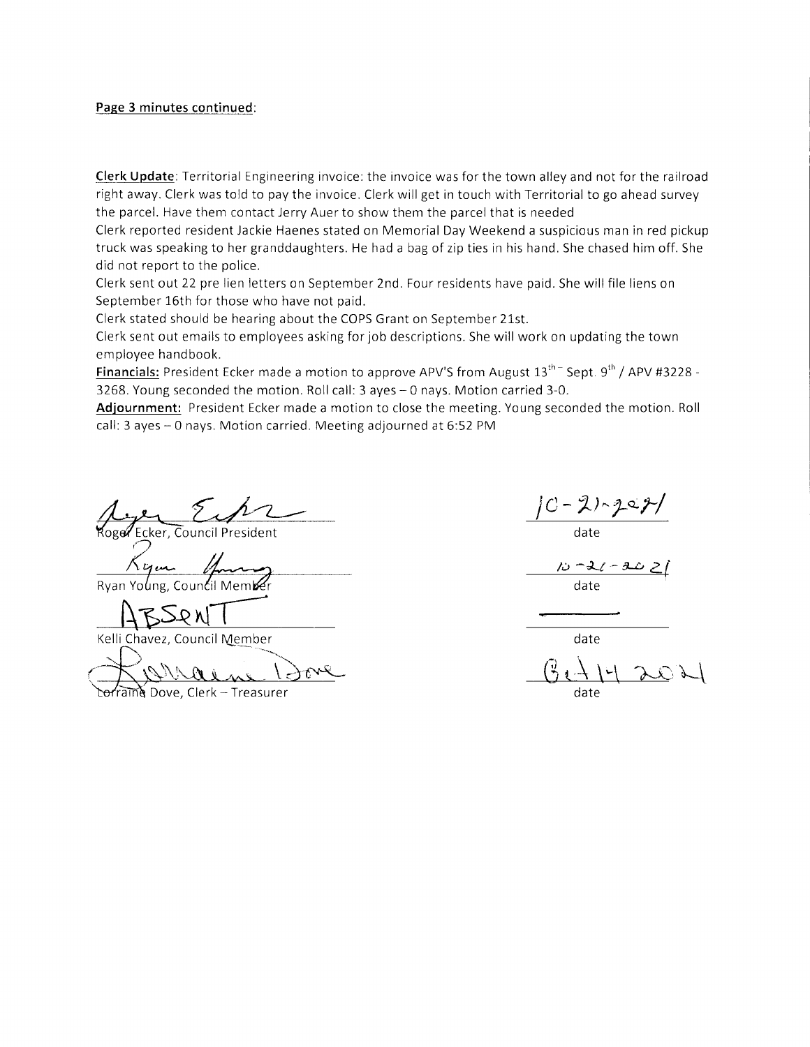**Page 3 minutes continued**:

**Clerk Update**: Territorial Engineering invoice: the invoice was for the town alley and not for the railroad right away. Clerk was told to pay the invoice. Clerk will get in touch with Territorial to go ahead survey the parcel. Have them contact Jerry Auer to show them the parcel that is needed

Clerk reported resident Jackie Haenes stated on Memorial Day Weekend a suspicious man in red pickup truck was speaking to her granddaughters. He had a bag of zip ties in his hand. She chased him off. She did not report to the police.

Clerk sent out 22 pre lien letters on September 2nd. Four residents have paid. She will file liens on September 16th for those who have not paid.

Clerk stated should be hearing about the COPS Grant on September 21st.

Clerk sent out emails to employees asking for job descriptions. She will work on updating the town employee handbook.

**Financials:** President Ecker made a motion to approve APV'S from August 13th – Sept. 9th / APV #3228 - 3268. Young seconded the motion. Roll call: 3 ayes – 0 nays. Motion carried 3-0.

**Adjournment:** President Ecker made a motion to close the meeting. Young seconded the motion. Roll call: 3 ayes – 0 nays. Motion carried. Meeting adjourned at 6:52 PM

| | |
|---|---|
| *[signature]* Roger Ecker, Council President | 10-21-2021 date |
| *[signature]* Ryan Young, Council Member | 10-21-2021 date |
| ABSENT Kelli Chavez, Council Member | — date |
| *[signature]* Lorraine Dove, Clerk – Treasurer | Oct 14 2021 date |